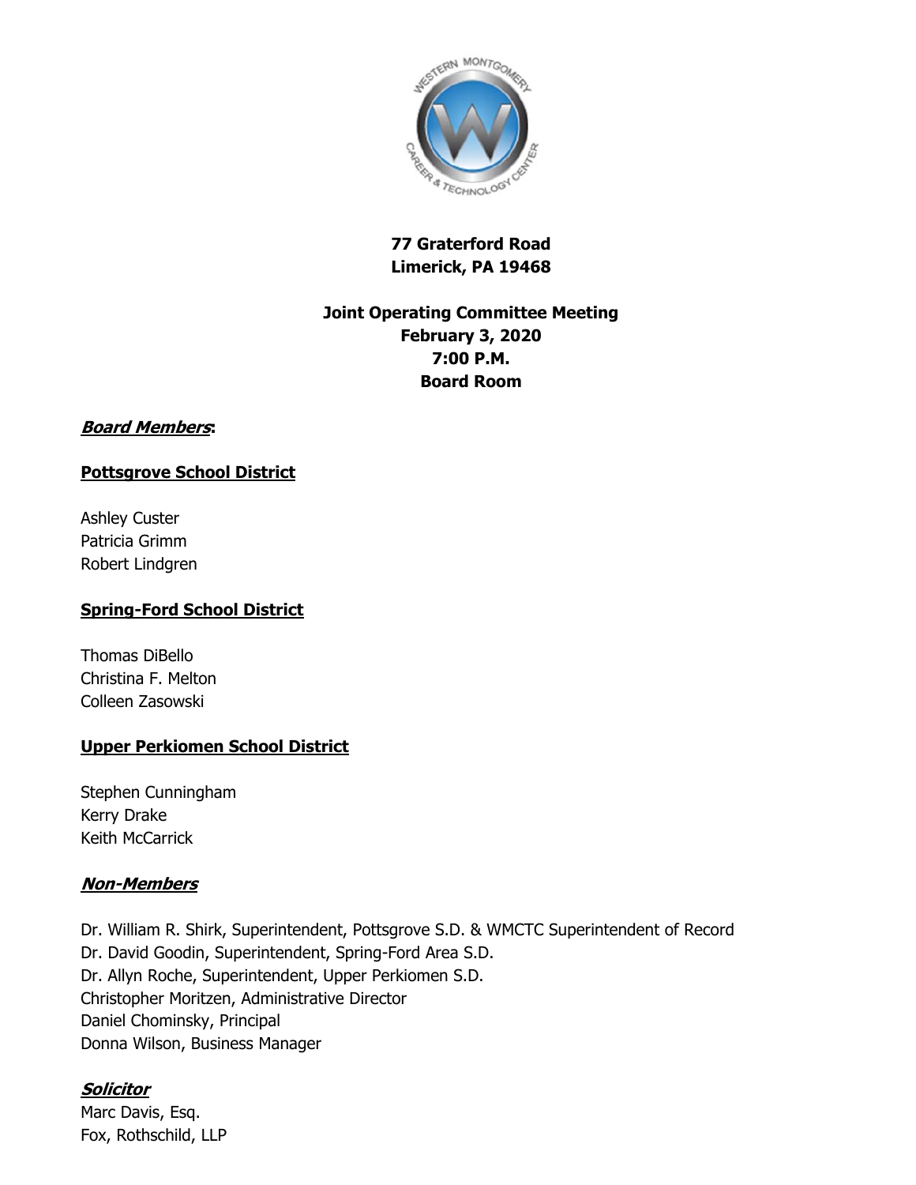**77 Graterford Road**
**Limerick, PA 19468**

**Joint Operating Committee Meeting**
**February 3, 2020**
**7:00 P.M.**
**Board Room**

***Board Members*:**

**Pottsgrove School District**

Ashley Custer
Patricia Grimm
Robert Lindgren

**Spring-Ford School District**

Thomas DiBello
Christina F. Melton
Colleen Zasowski

**Upper Perkiomen School District**

Stephen Cunningham
Kerry Drake
Keith McCarrick

***Non-Members***

Dr. William R. Shirk, Superintendent, Pottsgrove S.D. & WMCTC Superintendent of Record
Dr. David Goodin, Superintendent, Spring-Ford Area S.D.
Dr. Allyn Roche, Superintendent, Upper Perkiomen S.D.
Christopher Moritzen, Administrative Director
Daniel Chominsky, Principal
Donna Wilson, Business Manager

***Solicitor***

Marc Davis, Esq.
Fox, Rothschild, LLP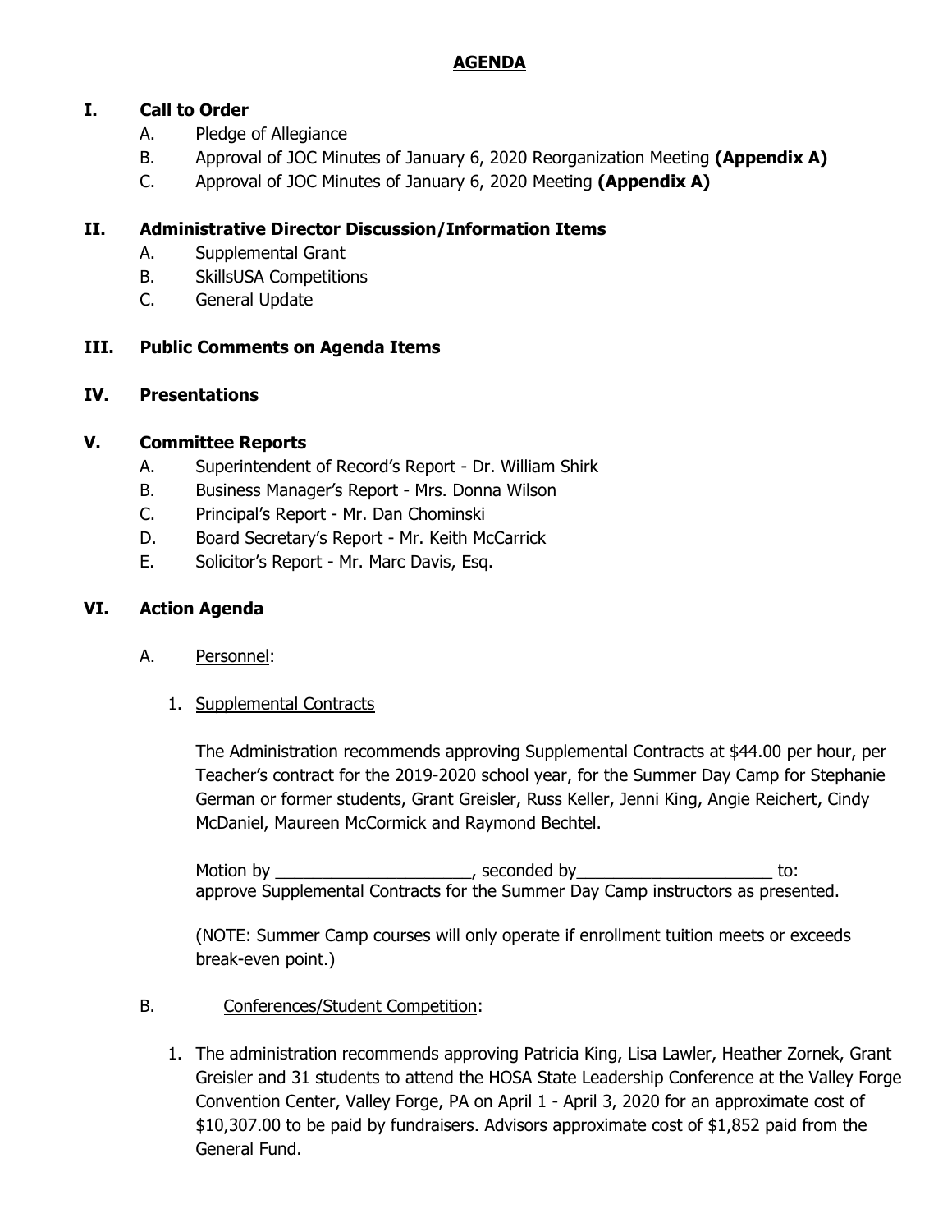# AGENDA

## I. Call to Order

A. Pledge of Allegiance

B. Approval of JOC Minutes of January 6, 2020 Reorganization Meeting **(Appendix A)**

C. Approval of JOC Minutes of January 6, 2020 Meeting **(Appendix A)**

## II. Administrative Director Discussion/Information Items

A. Supplemental Grant

B. SkillsUSA Competitions

C. General Update

## III. Public Comments on Agenda Items

## IV. Presentations

## V. Committee Reports

A. Superintendent of Record's Report - Dr. William Shirk

B. Business Manager's Report - Mrs. Donna Wilson

C. Principal's Report - Mr. Dan Chominski

D. Board Secretary's Report - Mr. Keith McCarrick

E. Solicitor's Report - Mr. Marc Davis, Esq.

## VI. Action Agenda

A. Personnel:

1. Supplemental Contracts

   The Administration recommends approving Supplemental Contracts at $44.00 per hour, per Teacher's contract for the 2019-2020 school year, for the Summer Day Camp for Stephanie German or former students, Grant Greisler, Russ Keller, Jenni King, Angie Reichert, Cindy McDaniel, Maureen McCormick and Raymond Bechtel.

   Motion by _____________________, seconded by_____________________ to: approve Supplemental Contracts for the Summer Day Camp instructors as presented.

   (NOTE: Summer Camp courses will only operate if enrollment tuition meets or exceeds break-even point.)

B. Conferences/Student Competition:

1. The administration recommends approving Patricia King, Lisa Lawler, Heather Zornek, Grant Greisler and 31 students to attend the HOSA State Leadership Conference at the Valley Forge Convention Center, Valley Forge, PA on April 1 - April 3, 2020 for an approximate cost of $10,307.00 to be paid by fundraisers. Advisors approximate cost of $1,852 paid from the General Fund.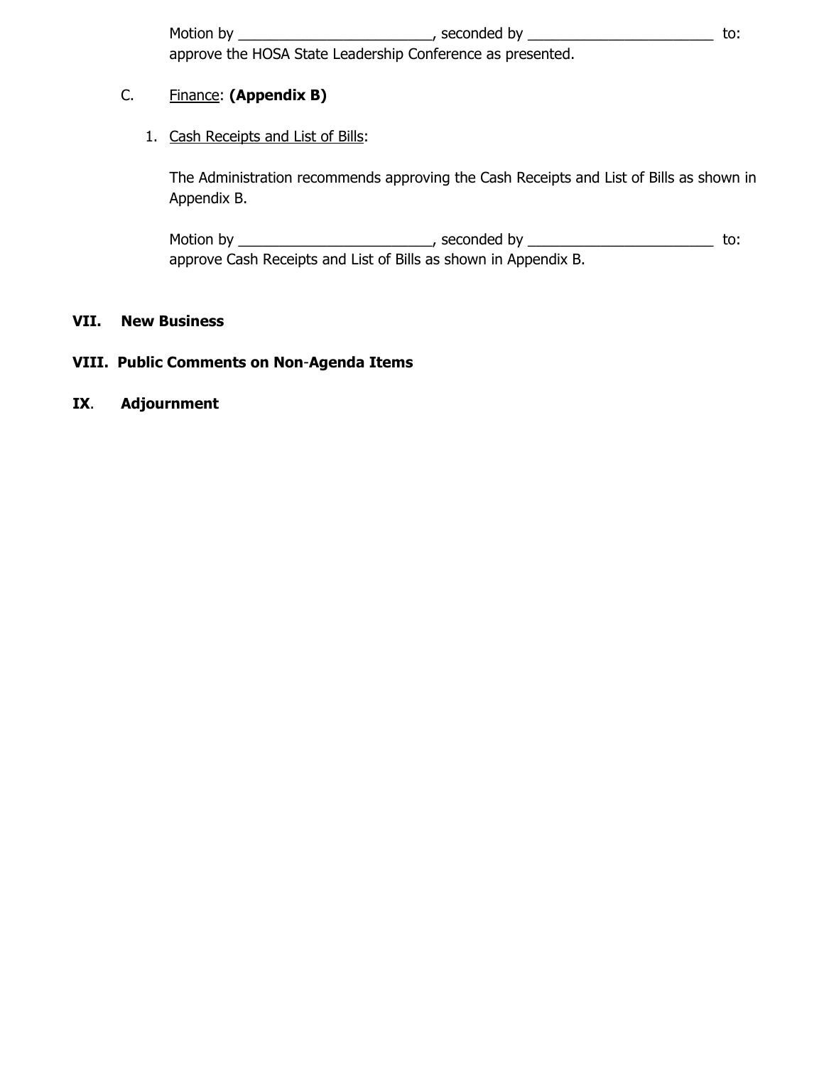Motion by ________________________, seconded by _______________________ to: approve the HOSA State Leadership Conference as presented.

C. Finance: **(Appendix B)**

1. Cash Receipts and List of Bills:

   The Administration recommends approving the Cash Receipts and List of Bills as shown in Appendix B.

   Motion by ________________________, seconded by _______________________ to: approve Cash Receipts and List of Bills as shown in Appendix B.

**VII. New Business**

**VIII. Public Comments on Non-Agenda Items**

**IX. Adjournment**